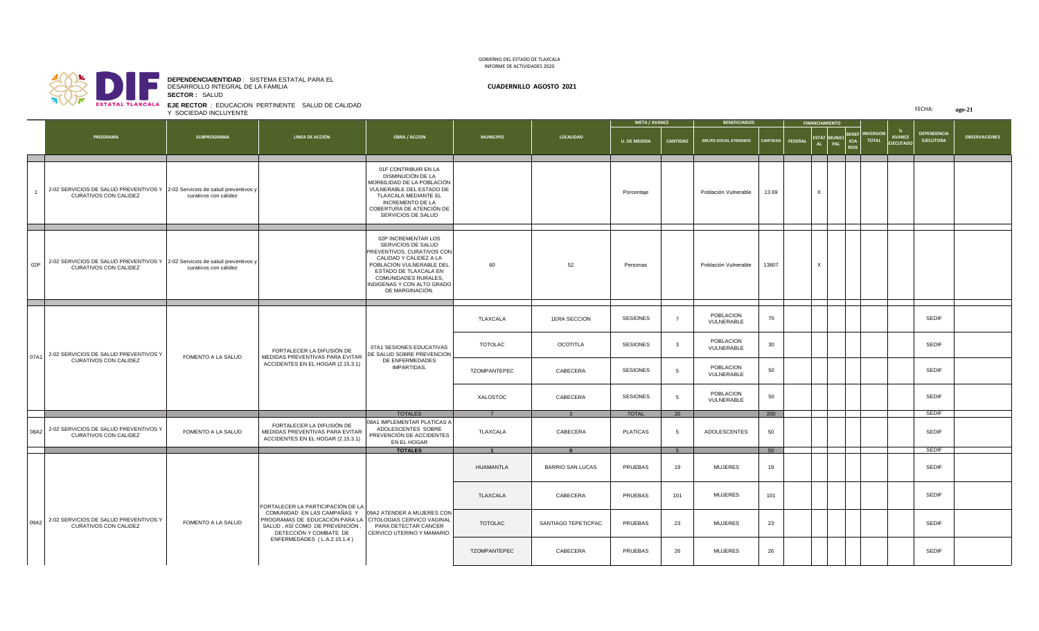GOBIERNO DEL ESTADO DE TLAXCALA
INFORME DE ACTIVIDADES 2020

**DEPENDENCIA/ENTIDAD** : SISTEMA ESTATAL PARA EL DESARROLLO INTEGRAL DE LA FAMILIA
**SECTOR :** SALUD
**EJE RECTOR** : EDUCACION PERTINENTE SALUD DE CALIDAD Y SOCIEDAD INCLUYENTE

**CUADERNILLO AGOSTO 2021**

FECHA: **ago-21**

| | PROGRAMA | SUBPROGRAMA | LINEA DE ACCIÓN | OBRA / ACCION | MUNICIPIO | LOCALIDAD | META / AVANCE | | BENEFICIARIOS | | FINANCIAMIENTO | | | | INVERSION TOTAL | % AVANCE EJECUTADO | DEPENDENCIA EJECUTORA | OBSERVACIONES |
|---|---|---|---|---|---|---|---|---|---|---|---|---|---|---|---|---|---|---|
| | | | | | | | U. DE MEDIDA | CANTIDAD | GRUPO SOCIAL ATENDIDO | CANTIDAD | FEDERAL | ESTATAL | MUNICIPAL | BENEFICIARIOS | | | | |
| 1 | 2-02 SERVICIOS DE SALUD PREVENTIVOS Y CURATIVOS CON CALIDEZ | 2-02 Servicios de salud preventivos y curativos con calidez | | 01F CONTRIBUIR EN LA DISMINUCIÓN DE LA MORBILIDAD DE LA POBLACIÓN VULNERABLE DEL ESTADO DE TLAXCALA MEDIANTE EL INCREMENTO DE LA COBERTURA DE ATENCIÓN DE SERVICIOS DE SALUD | | | Porcentaje | | Población Vulnerable | 13.69 | | X | | | | | | |
| 02P | 2-02 SERVICIOS DE SALUD PREVENTIVOS Y CURATIVOS CON CALIDEZ | 2-02 Servicios de salud preventivos y curativos con calidez | | 02P INCREMENTAR LOS SERVICIOS DE SALUD PREVENTIVOS, CURATIVOS CON CALIDAD Y CALIDEZ A LA POBLACIÓN VULNERABLE DEL ESTADO DE TLAXCALA EN COMUNIDADES RURALES, INDIGENAS Y CON ALTO GRADO DE MARGINACIÓN. | 60 | 52 | Personas | | Población Vulnerable | 13807 | | X | | | | | | |
| 07A1 | 2-02 SERVICIOS DE SALUD PREVENTIVOS Y CURATIVOS CON CALIDEZ | FOMENTO A LA SALUD | FORTALECER LA DIFUSIÓN DE MEDIDAS PREVENTIVAS PARA EVITAR ACCIDENTES EN EL HOGAR (2.15.3.1) | 07A1 SESIONES EDUCATIVAS DE SALUD SOBRE PREVENCION DE ENFERMEDADES IMPARTIDAS. | TLAXCALA | 1ERA SECCION | SESIONES | 7 | POBLACION VULNERABLE | 70 | | | | | | | SEDIF | |
| | | | | | TOTOLAC | OCOTITLA | SESIONES | 3 | POBLACION VULNERABLE | 30 | | | | | | | SEDIF | |
| | | | | | TZOMPANTEPEC | CABECERA | SESIONES | 5 | POBLACION VULNERABLE | 50 | | | | | | | SEDIF | |
| | | | | | XALOSTOC | CABECERA | SESIONES | 5 | POBLACION VULNERABLE | 50 | | | | | | | SEDIF | |
| | | | | TOTALES | 7 | 3 | TOTAL | 20 | | 200 | | | | | | | SEDIF | |
| 08A2 | 2-02 SERVICIOS DE SALUD PREVENTIVOS Y CURATIVOS CON CALIDEZ | FOMENTO A LA SALUD | FORTALECER LA DIFUSIÓN DE MEDIDAS PREVENTIVAS PARA EVITAR ACCIDENTES EN EL HOGAR (2.15.3.1) | 08A1 IMPLEMENTAR PLATICAS A ADOLESCENTES SOBRE PREVENCIÓN DE ACCIDENTES EN EL HOGAR | TLAXCALA | CABECERA | PLATICAS | 5 | ADOLESCENTES | 50 | | | | | | | SEDIF | |
| | | | | TOTALES | 1 | 0 | | 5 | | 50 | | | | | | | SEDIF | |
| 09A2 | 2-02 SERVICIOS DE SALUD PREVENTIVOS Y CURATIVOS CON CALIDEZ | FOMENTO A LA SALUD | FORTALECER LA PARTICIPACIÓN DE LA COMUNIDAD EN LAS CAMPAÑAS Y PROGRAMAS DE EDUCACIÓN PARA LA SALUD , ASÍ COMO DE PREVENCIÓN , DETECCIÓN Y COMBATE DE ENFERMEDADES ( L.A.2.15.1.4 ) | 09A2 ATENDER A MUJERES CON CITOLOGIAS CERVICO VAGINAL PARA DETECTAR CANCER CERVICO UTERINO Y MAMARIO. | HUAMANTLA | BARRIO SAN LUCAS | PRUEBAS | 19 | MUJERES | 19 | | | | | | | SEDIF | |
| | | | | | TLAXCALA | CABECERA | PRUEBAS | 101 | MUJERES | 101 | | | | | | | SEDIF | |
| | | | | | TOTOLAC | SANTIAGO TEPETICPAC | PRUEBAS | 23 | MUJERES | 23 | | | | | | | SEDIF | |
| | | | | | TZOMPANTEPEC | CABECERA | PRUEBAS | 26 | MUJERES | 26 | | | | | | | SEDIF | |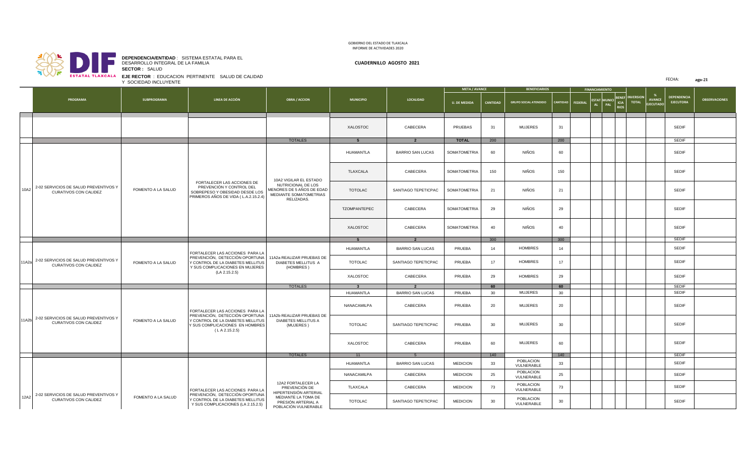GOBIERNO DEL ESTADO DE TLAXCALA
INFORME DE ACTIVIDADES 2020

**DEPENDENCIA/ENTIDAD** : SISTEMA ESTATAL PARA EL DESARROLLO INTEGRAL DE LA FAMILIA
**SECTOR :** SALUD
**EJE RECTOR** : EDUCACION PERTINENTE SALUD DE CALIDAD Y SOCIEDAD INCLUYENTE

**CUADERNILLO AGOSTO 2021**

FECHA: **ago-21**

| | PROGRAMA | SUBPROGRAMA | LINEA DE ACCIÓN | OBRA / ACCION | MUNICIPIO | LOCALIDAD | META / AVANCE | | BENEFICIARIOS | | FINANCIAMIENTO | | | | INVERSION TOTAL | % AVANCE EJECUTADO | DEPENDENCIA EJECUTORA | OBSERVACIONES |
|---|---|---|---|---|---|---|---|---|---|---|---|---|---|---|---|---|---|---|
| | | | | | | | U. DE MEDIDA | CANTIDAD | GRUPO SOCIAL ATENDIDO | CANTIDAD | FEDERAL | ESTATAL | MUNICIPAL | BENEFICIARIOS | | | | |
| | | | | | XALOSTOC | CABECERA | PRUEBAS | 31 | MUJERES | 31 | | | | | | | SEDIF | |
| | | | | TOTALES | 5 | 2 | TOTAL | 200 | | 200 | | | | | | | SEDIF | |
| 10A2 | 2-02 SERVICIOS DE SALUD PREVENTIVOS Y CURATIVOS CON CALIDEZ | FOMENTO A LA SALUD | FORTALECER LAS ACCIONES DE PREVENCIÓN Y CONTROL DEL SOBREPESO Y OBESIDAD DESDE LOS PRIMEROS AÑOS DE VIDA ( L.A.2.15.2.4) | 10A2 VIGILAR EL ESTADO NUTRICIONAL DE LOS MENORES DE 5 AÑOS DE EDAD MEDIANTE SOMATOMETRIAS RELIZADAS. | HUAMANTLA | BARRIO SAN LUCAS | SOMATOMETRIA | 60 | NIÑOS | 60 | | | | | | | SEDIF | |
| | | | | | TLAXCALA | CABECERA | SOMATOMETRIA | 150 | NIÑOS | 150 | | | | | | | SEDIF | |
| | | | | | TOTOLAC | SANTIAGO TEPETICPAC | SOMATOMETRIA | 21 | NIÑOS | 21 | | | | | | | SEDIF | |
| | | | | | TZOMPANTEPEC | CABECERA | SOMATOMETRIA | 29 | NIÑOS | 29 | | | | | | | SEDIF | |
| | | | | | XALOSTOC | CABECERA | SOMATOMETRIA | 40 | NIÑOS | 40 | | | | | | | SEDIF | |
| | | | | | 5 | 2 | | 300 | | 300 | | | | | | | SEDIF | |
| 11A2a | 2-02 SERVICIOS DE SALUD PREVENTIVOS Y CURATIVOS CON CALIDEZ | FOMENTO A LA SALUD | FORTALECER LAS ACCIONES PARA LA PREVENCIÓN, DETECCIÓN OPORTUNA Y CONTROL DE LA DIABETES MELLITUS Y SUS COMPLICACIONES EN MUJERES (LA 2.15.2.5) | 11A2a REALIZAR PRUEBAS DE DIABETES MELLITUS A (HOMBRES ) | HUAMANTLA | BARRIO SAN LUCAS | PRUEBA | 14 | HOMBRES | 14 | | | | | | | SEDIF | |
| | | | | | TOTOLAC | SANTIAGO TEPETICPAC | PRUEBA | 17 | HOMBRES | 17 | | | | | | | SEDIF | |
| | | | | | XALOSTOC | CABECERA | PRUEBA | 29 | HOMBRES | 29 | | | | | | | SEDIF | |
| | | | | TOTALES | 3 | 2 | | 60 | | 60 | | | | | | | SEDIF | |
| 11A2b | 2-02 SERVICIOS DE SALUD PREVENTIVOS Y CURATIVOS CON CALIDEZ | FOMENTO A LA SALUD | FORTALECER LAS ACCIONES PARA LA PREVENCIÓN, DETECCIÓN OPORTUNA Y CONTROL DE LA DIABETES MELLITUS Y SUS COMPLICACIONES EN HOMBRES ( L A 2.15.2.5) | 11A2b REALIZAR PRUEBAS DE DIABETES MELLITUS A (MUJERES) | HUAMANTLA | BARRIO SAN LUCAS | PRUEBA | 30 | MUJERES | 30 | | | | | | | SEDIF | |
| | | | | | NANACAMILPA | CABECERA | PRUEBA | 20 | MUJERES | 20 | | | | | | | SEDIF | |
| | | | | | TOTOLAC | SANTIAGO TEPETICPAC | PRUEBA | 30 | MUJERES | 30 | | | | | | | SEDIF | |
| | | | | | XALOSTOC | CABECERA | PRUEBA | 60 | MUJERES | 60 | | | | | | | SEDIF | |
| | | | | TOTALES | 11 | 5 | | 140 | | 140 | | | | | | | SEDIF | |
| 12A2 | 2-02 SERVICIOS DE SALUD PREVENTIVOS Y CURATIVOS CON CALIDEZ | FOMENTO A LA SALUD | FORTALECER LAS ACCIONES PARA LA PREVENCIÓN, DETECCIÓN OPORTUNA Y CONTROL DE LA DIABETES MELLITUS Y SUS COMPLICACIONES (LA 2.15.2.5) | 12A2 FORTALECER LA PREVENCIÓN DE HIPERTENSIÓN ARTERIAL MEDIANTE LA TOMA DE PRESIÓN ARTERIAL A POBLACIÓN VULNERABLE | HUAMANTLA | BARRIO SAN LUCAS | MEDICION | 33 | POBLACION VULNERABLE | 33 | | | | | | | SEDIF | |
| | | | | | NANACAMILPA | CABECERA | MEDICION | 25 | POBLACION VULNERABLE | 25 | | | | | | | SEDIF | |
| | | | | | TLAXCALA | CABECERA | MEDICION | 73 | POBLACION VULNERABLE | 73 | | | | | | | SEDIF | |
| | | | | | TOTOLAC | SANTIAGO TEPETICPAC | MEDICION | 30 | POBLACION VULNERABLE | 30 | | | | | | | SEDIF | |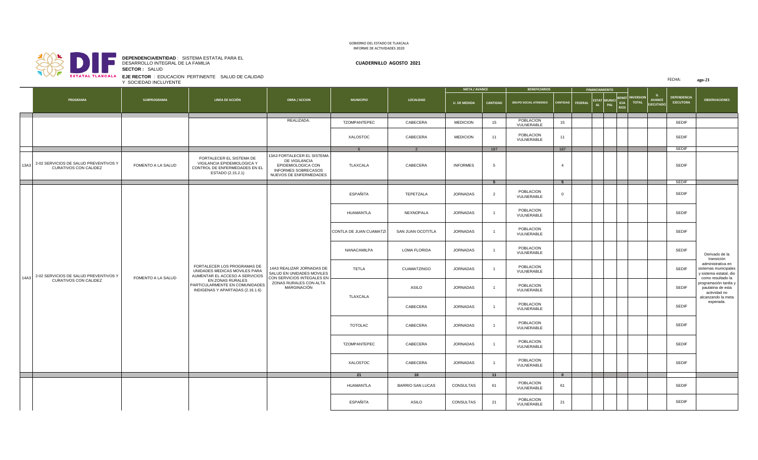GOBIERNO DEL ESTADO DE TLAXCALA
INFORME DE ACTIVIDADES 2020

**DEPENDENCIA/ENTIDAD** : SISTEMA ESTATAL PARA EL DESARROLLO INTEGRAL DE LA FAMILIA
**SECTOR :** SALUD
**EJE RECTOR** : EDUCACION PERTINENTE SALUD DE CALIDAD Y SOCIEDAD INCLUYENTE

**CUADERNILLO AGOSTO 2021**

FECHA: **ago-21**

| | PROGRAMA | SUBPROGRAMA | LINEA DE ACCIÓN | OBRA / ACCION | MUNICIPIO | LOCALIDAD | META / AVANCE | | BENEFICIARIOS | | FINANCIAMIENTO | | | | INVERSION TOTAL | % AVANCE EJECUTADO | DEPENDENCIA EJECUTORA | OBSERVACIONES |
|---|---|---|---|---|---|---|---|---|---|---|---|---|---|---|---|---|---|---|
| | | | | | | | U. DE MEDIDA | CANTIDAD | GRUPO SOCIAL ATENDIDO | CANTIDAD | FEDERAL | ESTATAL | MUNICIPAL | BENEFICIARIOS | | | | |
| | | | | REALIZADA. | TZOMPANTEPEC | CABECERA | MEDICION | 15 | POBLACION VULNERABLE | 15 | | | | | | | SEDIF | |
| | | | | | XALOSTOC | CABECERA | MEDICION | 11 | POBLACION VULNERABLE | 11 | | | | | | | SEDIF | |
| | | | | | 6 | 2 | | 187 | | 187 | | | | | | | SEDIF | |
| 13A3 | 2-02 SERVICIOS DE SALUD PREVENTIVOS Y CURATIVOS CON CALIDEZ | FOMENTO A LA SALUD | FORTALECER EL SISTEMA DE VIGILANCIA EPIDEMIOLOGICA Y CONTROL DE ENFERMEDADES EN EL ESTADO (2.15.2.1) | 13A3 FORTALECER EL SISTEMA DE VIGILANCIA EPIDEMIOLOGICA CON INFORMES SOBRECASOS NUEVOS DE ENFERMEDADES | TLAXCALA | CABECERA | INFORMES | 5 | | 4 | | | | | | | SEDIF | |
| | | | | | | | | 5 | | 5 | | | | | | | SEDIF | |
| 14A3 | 2-02 SERVICIOS DE SALUD PREVENTIVOS Y CURATIVOS CON CALIDEZ | FOMENTO A LA SALUD | FORTALECER LOS PROGRAMAS DE UNIDADES MEDICAS MOVILES PARA AUMENTAR EL ACCESO A SERVICIOS EN ZONAS RURALES PARTICULARMENTE EN COMUNIDADES INDIGENAS Y APARTADAS (2.16.1.6) | 14A3 REALIZAR JORNADAS DE SALUD EN UNIDADES MOVILES CON SERVICIOS INTEGALES EN ZONAS RURALES CON ALTA MARGINACIÓN | ESPAÑITA | TEPETZALA | JORNADAS | 2 | POBLACION VULNERABLE | 0 | | | | | | | SEDIF | Derivado de la transición administrativa en sistemas municipales y sistema estatal, dio como resultado la programación tardía y paulatina de esta actividad no alcanzando la meta esperada. |
| | | | | | HUAMANTLA | NEXNOPALA | JORNADAS | 1 | POBLACION VULNERABLE | | | | | | | | SEDIF | |
| | | | | | CONTLA DE JUAN CUAMATZI | SAN JUAN OCOTITLA | JORNADAS | 1 | POBLACION VULNERABLE | | | | | | | | SEDIF | |
| | | | | | NANACAMILPA | LOMA FLORIDA | JORNADAS | 1 | POBLACION VULNERABLE | | | | | | | | SEDIF | |
| | | | | | TETLA | CUAMATZINGO | JORNADAS | 1 | POBLACION VULNERABLE | | | | | | | | SEDIF | |
| | | | | | TLAXCALA | ASILO | JORNADAS | 1 | POBLACION VULNERABLE | | | | | | | | SEDIF | |
| | | | | | | CABECERA | JORNADAS | 1 | POBLACION VULNERABLE | | | | | | | | SEDIF | |
| | | | | | TOTOLAC | CABECERA | JORNADAS | 1 | POBLACION VULNERABLE | | | | | | | | SEDIF | |
| | | | | | TZOMPANTEPEC | CABECERA | JORNADAS | 1 | POBLACION VULNERABLE | | | | | | | | SEDIF | |
| | | | | | XALOSTOC | CABECERA | JORNADAS | 1 | POBLACION VULNERABLE | | | | | | | | SEDIF | |
| | | | | | 21 | 10 | | 11 | | 0 | | | | | | | | |
| | | | | | HUAMANTLA | BARRIO SAN LUCAS | CONSULTAS | 61 | POBLACION VULNERABLE | 61 | | | | | | | SEDIF | |
| | | | | | ESPAÑITA | ASILO | CONSULTAS | 21 | POBLACION VULNERABLE | 21 | | | | | | | SEDIF | |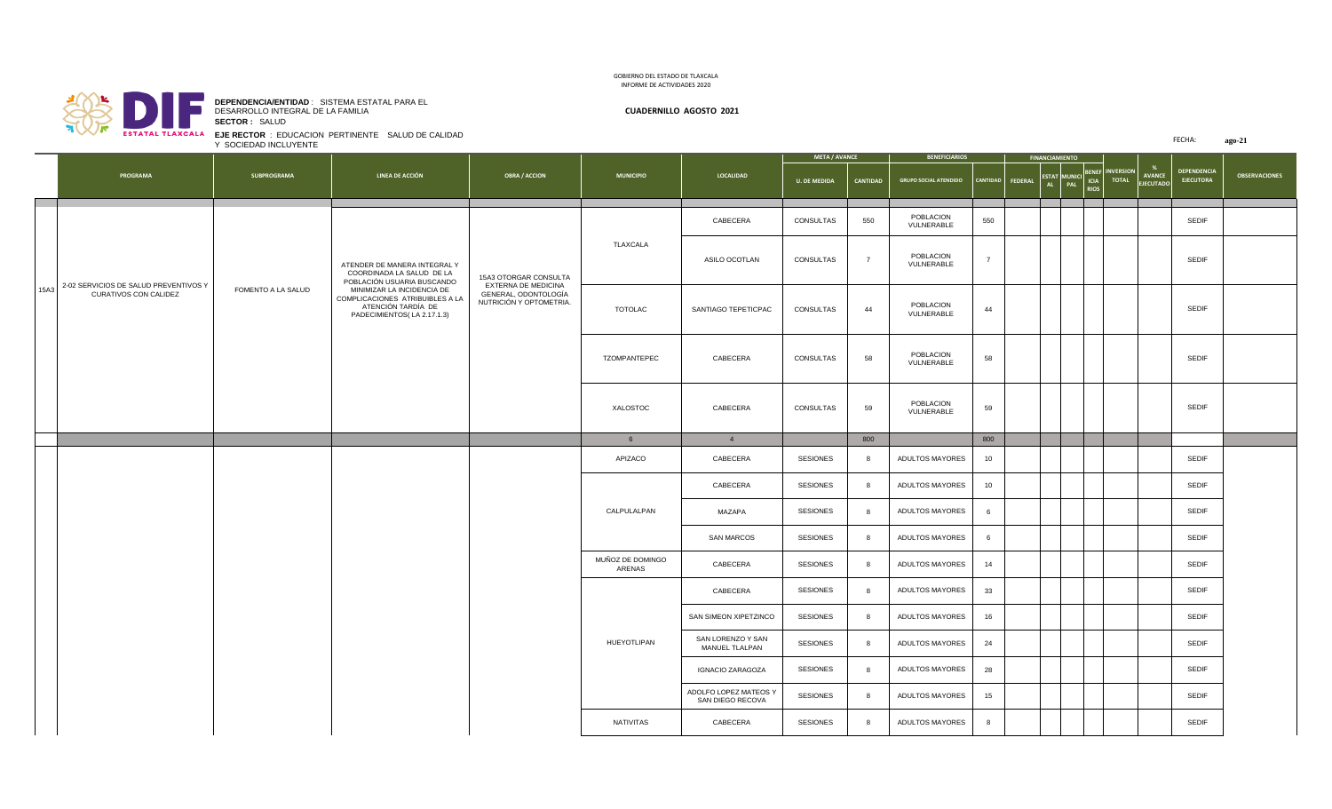GOBIERNO DEL ESTADO DE TLAXCALA
INFORME DE ACTIVIDADES 2020

**DEPENDENCIA/ENTIDAD** : SISTEMA ESTATAL PARA EL DESARROLLO INTEGRAL DE LA FAMILIA
**SECTOR :** SALUD
**EJE RECTOR** : EDUCACION PERTINENTE SALUD DE CALIDAD Y SOCIEDAD INCLUYENTE

**CUADERNILLO AGOSTO 2021**

FECHA: **ago-21**

| | PROGRAMA | SUBPROGRAMA | LINEA DE ACCIÓN | OBRA / ACCION | MUNICIPIO | LOCALIDAD | META / AVANCE | | BENEFICIARIOS | | FINANCIAMIENTO | | | | INVERSION TOTAL | % AVANCE EJECUTADO | DEPENDENCIA EJECUTORA | OBSERVACIONES |
|---|---|---|---|---|---|---|---|---|---|---|---|---|---|---|---|---|---|---|
| | | | | | | | U. DE MEDIDA | CANTIDAD | GRUPO SOCIAL ATENDIDO | CANTIDAD | FEDERAL | ESTATAL | MUNICIPAL | BENEFICIARIOS | | | | |
| 15A3 | 2-02 SERVICIOS DE SALUD PREVENTIVOS Y CURATIVOS CON CALIDEZ | FOMENTO A LA SALUD | ATENDER DE MANERA INTEGRAL Y COORDINADA LA SALUD DE LA POBLACIÓN USUARIA BUSCANDO MINIMIZAR LA INCIDENCIA DE COMPLICACIONES ATRIBUIBLES A LA ATENCIÓN TARDÍA DE PADECIMIENTOS( LA 2.17.1.3) | 15A3 OTORGAR CONSULTA EXTERNA DE MEDICINA GENERAL, ODONTOLOGÍA NUTRICIÓN Y OPTOMETRIA. | TLAXCALA | CABECERA | CONSULTAS | 550 | POBLACION VULNERABLE | 550 | | | | | | | SEDIF | |
| | | | | | | ASILO OCOTLAN | CONSULTAS | 7 | POBLACION VULNERABLE | 7 | | | | | | | SEDIF | |
| | | | | | TOTOLAC | SANTIAGO TEPETICPAC | CONSULTAS | 44 | POBLACION VULNERABLE | 44 | | | | | | | SEDIF | |
| | | | | | TZOMPANTEPEC | CABECERA | CONSULTAS | 58 | POBLACION VULNERABLE | 58 | | | | | | | SEDIF | |
| | | | | | XALOSTOC | CABECERA | CONSULTAS | 59 | POBLACION VULNERABLE | 59 | | | | | | | SEDIF | |
| | | | | | 6 | 4 | | 800 | | 800 | | | | | | | | |
| | | | | | APIZACO | CABECERA | SESIONES | 8 | ADULTOS MAYORES | 10 | | | | | | | SEDIF | |
| | | | | | CALPULALPAN | CABECERA | SESIONES | 8 | ADULTOS MAYORES | 10 | | | | | | | SEDIF | |
| | | | | | | MAZAPA | SESIONES | 8 | ADULTOS MAYORES | 6 | | | | | | | SEDIF | |
| | | | | | | SAN MARCOS | SESIONES | 8 | ADULTOS MAYORES | 6 | | | | | | | SEDIF | |
| | | | | | MUÑOZ DE DOMINGO ARENAS | CABECERA | SESIONES | 8 | ADULTOS MAYORES | 14 | | | | | | | SEDIF | |
| | | | | | HUEYOTLIPAN | CABECERA | SESIONES | 8 | ADULTOS MAYORES | 33 | | | | | | | SEDIF | |
| | | | | | | SAN SIMEON XIPETZINCO | SESIONES | 8 | ADULTOS MAYORES | 16 | | | | | | | SEDIF | |
| | | | | | | SAN LORENZO Y SAN MANUEL TLALPAN | SESIONES | 8 | ADULTOS MAYORES | 24 | | | | | | | SEDIF | |
| | | | | | | IGNACIO ZARAGOZA | SESIONES | 8 | ADULTOS MAYORES | 28 | | | | | | | SEDIF | |
| | | | | | | ADOLFO LOPEZ MATEOS Y SAN DIEGO RECOVA | SESIONES | 8 | ADULTOS MAYORES | 15 | | | | | | | SEDIF | |
| | | | | | NATIVITAS | CABECERA | SESIONES | 8 | ADULTOS MAYORES | 8 | | | | | | | SEDIF | |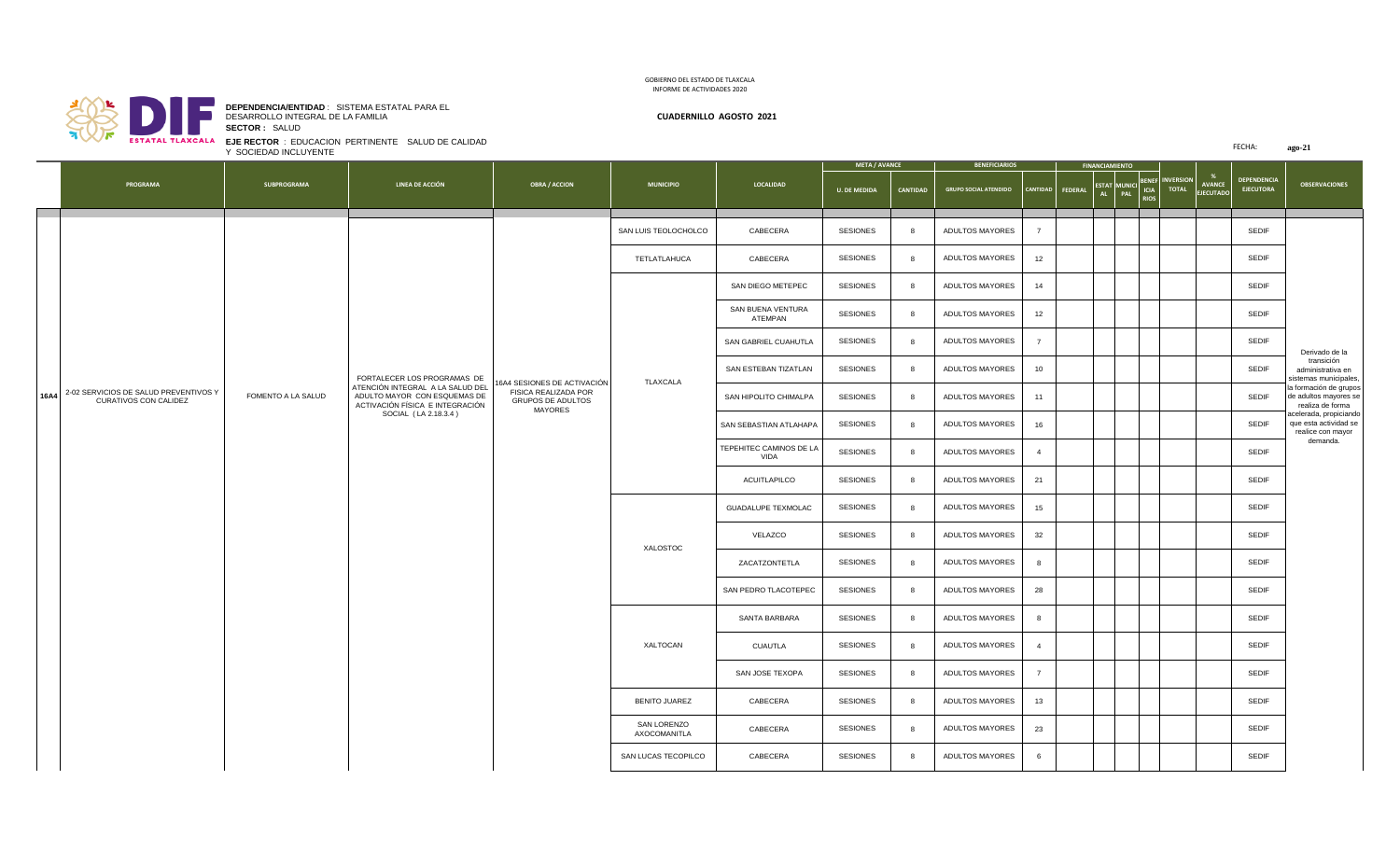GOBIERNO DEL ESTADO DE TLAXCALA
INFORME DE ACTIVIDADES 2020

**DEPENDENCIA/ENTIDAD** : SISTEMA ESTATAL PARA EL DESARROLLO INTEGRAL DE LA FAMILIA
**SECTOR** : SALUD
**EJE RECTOR** : EDUCACION PERTINENTE SALUD DE CALIDAD Y SOCIEDAD INCLUYENTE

**CUADERNILLO AGOSTO 2021**

FECHA: **ago-21**

| | PROGRAMA | SUBPROGRAMA | LINEA DE ACCIÓN | OBRA / ACCION | MUNICIPIO | LOCALIDAD | META / AVANCE | | BENEFICIARIOS | | FINANCIAMIENTO | | | | INVERSION TOTAL | % AVANCE EJECUTADO | DEPENDENCIA EJECUTORA | OBSERVACIONES |
|---|---|---|---|---|---|---|---|---|---|---|---|---|---|---|---|---|---|---|
| | | | | | | | U. DE MEDIDA | CANTIDAD | GRUPO SOCIAL ATENDIDO | CANTIDAD | FEDERAL | ESTATAL | MUNICIPAL | BENEFICIARIOS | | | | |
| 16A4 | 2-02 SERVICIOS DE SALUD PREVENTIVOS Y CURATIVOS CON CALIDEZ | FOMENTO A LA SALUD | FORTALECER LOS PROGRAMAS DE ATENCIÓN INTEGRAL A LA SALUD DEL ADULTO MAYOR CON ESQUEMAS DE ACTIVACIÓN FÍSICA E INTEGRACIÓN SOCIAL ( LA 2.18.3.4 ) | 16A4 SESIONES DE ACTIVACIÓN FISICA REALIZADA POR GRUPOS DE ADULTOS MAYORES | SAN LUIS TEOLOCHOLCO | CABECERA | SESIONES | 8 | ADULTOS MAYORES | 7 | | | | | | | SEDIF | Derivado de la transición administrativa en sistemas municipales, la formación de grupos de adultos mayores se realiza de forma acelerada, propiciando que esta actividad se realice con mayor demanda. |
| | | | | | TETLATLAHUCA | CABECERA | SESIONES | 8 | ADULTOS MAYORES | 12 | | | | | | | SEDIF | |
| | | | | | TLAXCALA | SAN DIEGO METEPEC | SESIONES | 8 | ADULTOS MAYORES | 14 | | | | | | | SEDIF | |
| | | | | | | SAN BUENA VENTURA ATEMPAN | SESIONES | 8 | ADULTOS MAYORES | 12 | | | | | | | SEDIF | |
| | | | | | | SAN GABRIEL CUAHUTLA | SESIONES | 8 | ADULTOS MAYORES | 7 | | | | | | | SEDIF | |
| | | | | | | SAN ESTEBAN TIZATLAN | SESIONES | 8 | ADULTOS MAYORES | 10 | | | | | | | SEDIF | |
| | | | | | | SAN HIPOLITO CHIMALPA | SESIONES | 8 | ADULTOS MAYORES | 11 | | | | | | | SEDIF | |
| | | | | | | SAN SEBASTIAN ATLAHAPA | SESIONES | 8 | ADULTOS MAYORES | 16 | | | | | | | SEDIF | |
| | | | | | | TEPEHITEC CAMINOS DE LA VIDA | SESIONES | 8 | ADULTOS MAYORES | 4 | | | | | | | SEDIF | |
| | | | | | | ACUITLAPILCO | SESIONES | 8 | ADULTOS MAYORES | 21 | | | | | | | SEDIF | |
| | | | | | XALOSTOC | GUADALUPE TEXMOLAC | SESIONES | 8 | ADULTOS MAYORES | 15 | | | | | | | SEDIF | |
| | | | | | | VELAZCO | SESIONES | 8 | ADULTOS MAYORES | 32 | | | | | | | SEDIF | |
| | | | | | | ZACATZONTETLA | SESIONES | 8 | ADULTOS MAYORES | 8 | | | | | | | SEDIF | |
| | | | | | | SAN PEDRO TLACOTEPEC | SESIONES | 8 | ADULTOS MAYORES | 28 | | | | | | | SEDIF | |
| | | | | | XALTOCAN | SANTA BARBARA | SESIONES | 8 | ADULTOS MAYORES | 8 | | | | | | | SEDIF | |
| | | | | | | CUAUTLA | SESIONES | 8 | ADULTOS MAYORES | 4 | | | | | | | SEDIF | |
| | | | | | | SAN JOSE TEXOPA | SESIONES | 8 | ADULTOS MAYORES | 7 | | | | | | | SEDIF | |
| | | | | | BENITO JUAREZ | CABECERA | SESIONES | 8 | ADULTOS MAYORES | 13 | | | | | | | SEDIF | |
| | | | | | SAN LORENZO AXOCOMANITLA | CABECERA | SESIONES | 8 | ADULTOS MAYORES | 23 | | | | | | | SEDIF | |
| | | | | | SAN LUCAS TECOPILCO | CABECERA | SESIONES | 8 | ADULTOS MAYORES | 6 | | | | | | | SEDIF | |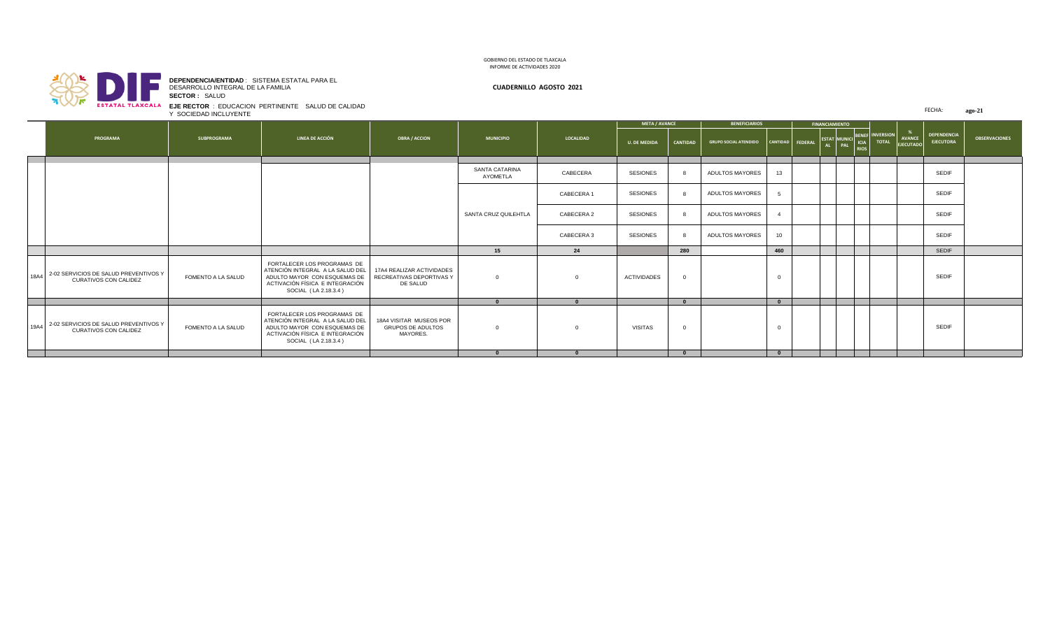GOBIERNO DEL ESTADO DE TLAXCALA
INFORME DE ACTIVIDADES 2020

**DEPENDENCIA/ENTIDAD** : SISTEMA ESTATAL PARA EL DESARROLLO INTEGRAL DE LA FAMILIA
**SECTOR :** SALUD
**EJE RECTOR** : EDUCACION PERTINENTE SALUD DE CALIDAD Y SOCIEDAD INCLUYENTE

**CUADERNILLO AGOSTO 2021**

FECHA: **ago-21**

| | PROGRAMA | SUBPROGRAMA | LINEA DE ACCIÓN | OBRA / ACCION | MUNICIPIO | LOCALIDAD | META / AVANCE | | BENEFICIARIOS | | FINANCIAMIENTO | | | | INVERSION TOTAL | % AVANCE EJECUTADO | DEPENDENCIA EJECUTORA | OBSERVACIONES |
|---|---|---|---|---|---|---|---|---|---|---|---|---|---|---|---|---|---|---|
| | | | | | | | U. DE MEDIDA | CANTIDAD | GRUPO SOCIAL ATENDIDO | CANTIDAD | FEDERAL | ESTATAL | MUNICIPAL | BENEFICIARIOS | | | | |
| | | | | | SANTA CATARINA AYOMETLA | CABECERA | SESIONES | 8 | ADULTOS MAYORES | 13 | | | | | | | SEDIF | |
| | | | | | SANTA CRUZ QUILEHTLA | CABECERA 1 | SESIONES | 8 | ADULTOS MAYORES | 5 | | | | | | | SEDIF | |
| | | | | | | CABECERA 2 | SESIONES | 8 | ADULTOS MAYORES | 4 | | | | | | | SEDIF | |
| | | | | | | CABECERA 3 | SESIONES | 8 | ADULTOS MAYORES | 10 | | | | | | | SEDIF | |
| | | | | | 15 | 24 | | 280 | | 460 | | | | | | | SEDIF | |
| 18A4 | 2-02 SERVICIOS DE SALUD PREVENTIVOS Y CURATIVOS CON CALIDEZ | FOMENTO A LA SALUD | FORTALECER LOS PROGRAMAS DE ATENCIÓN INTEGRAL A LA SALUD DEL ADULTO MAYOR CON ESQUEMAS DE ACTIVACIÓN FÍSICA E INTEGRACIÓN SOCIAL (LA 2.18.3.4) | 17A4 REALIZAR ACTIVIDADES RECREATIVAS DEPORTIVAS Y DE SALUD | 0 | 0 | ACTIVIDADES | 0 | | 0 | | | | | | | SEDIF | |
| | | | | | 0 | 0 | | 0 | | 0 | | | | | | | | |
| 19A4 | 2-02 SERVICIOS DE SALUD PREVENTIVOS Y CURATIVOS CON CALIDEZ | FOMENTO A LA SALUD | FORTALECER LOS PROGRAMAS DE ATENCIÓN INTEGRAL A LA SALUD DEL ADULTO MAYOR CON ESQUEMAS DE ACTIVACIÓN FÍSICA E INTEGRACIÓN SOCIAL (LA 2.18.3.4) | 18A4 VISITAR MUSEOS POR GRUPOS DE ADULTOS MAYORES. | 0 | 0 | VISITAS | 0 | | 0 | | | | | | | SEDIF | |
| | | | | | 0 | 0 | | 0 | | 0 | | | | | | | | |